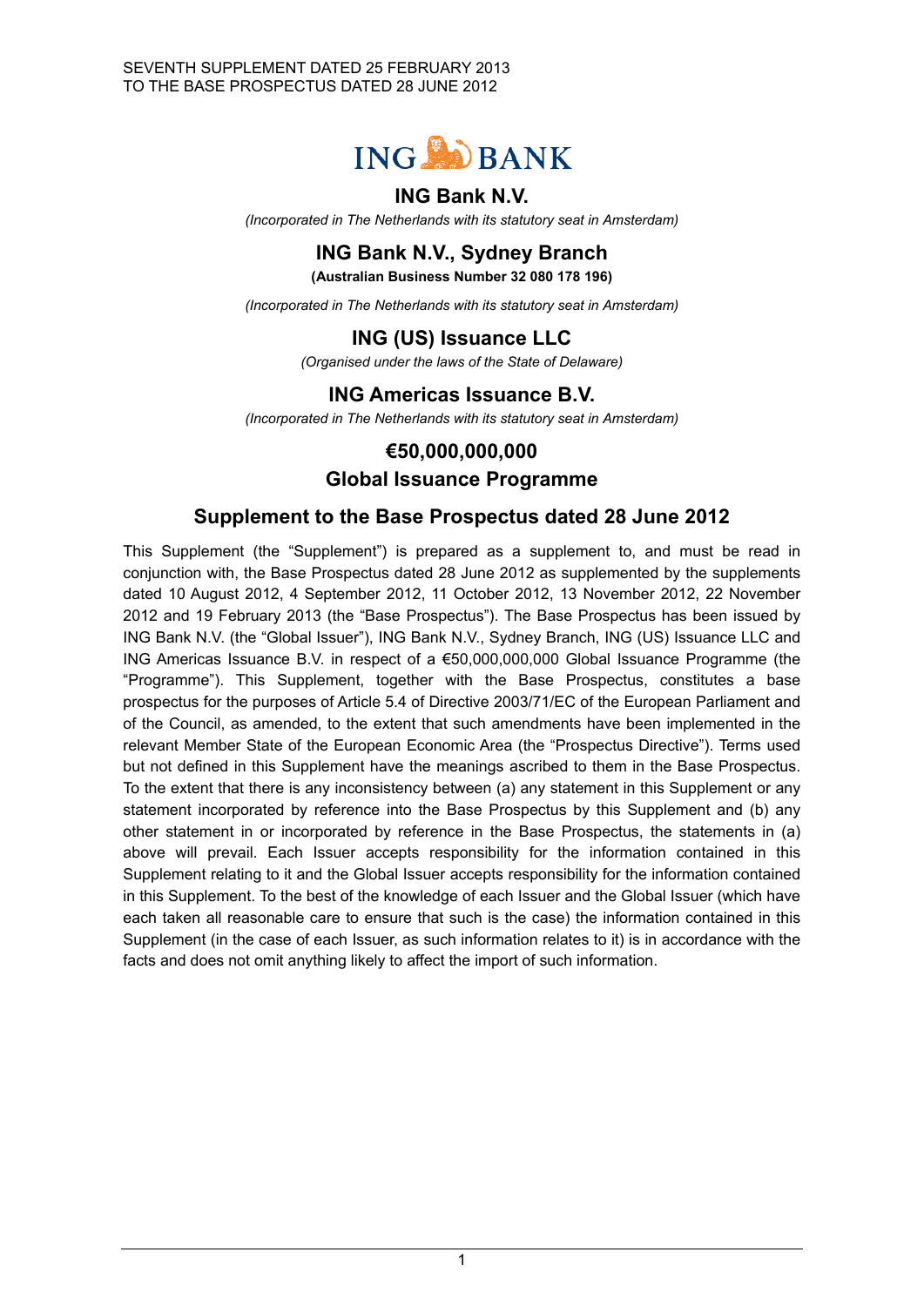SEVENTH SUPPLEMENT DATED 25 FEBRUARY 2013
TO THE BASE PROSPECTUS DATED 28 JUNE 2012

# ING Bank N.V.

*(Incorporated in The Netherlands with its statutory seat in Amsterdam)*

## ING Bank N.V., Sydney Branch

**(Australian Business Number 32 080 178 196)**

*(Incorporated in The Netherlands with its statutory seat in Amsterdam)*

## ING (US) Issuance LLC

*(Organised under the laws of the State of Delaware)*

## ING Americas Issuance B.V.

*(Incorporated in The Netherlands with its statutory seat in Amsterdam)*

## €50,000,000,000
## Global Issuance Programme

## Supplement to the Base Prospectus dated 28 June 2012

This Supplement (the "Supplement") is prepared as a supplement to, and must be read in conjunction with, the Base Prospectus dated 28 June 2012 as supplemented by the supplements dated 10 August 2012, 4 September 2012, 11 October 2012, 13 November 2012, 22 November 2012 and 19 February 2013 (the "Base Prospectus"). The Base Prospectus has been issued by ING Bank N.V. (the "Global Issuer"), ING Bank N.V., Sydney Branch, ING (US) Issuance LLC and ING Americas Issuance B.V. in respect of a €50,000,000,000 Global Issuance Programme (the "Programme"). This Supplement, together with the Base Prospectus, constitutes a base prospectus for the purposes of Article 5.4 of Directive 2003/71/EC of the European Parliament and of the Council, as amended, to the extent that such amendments have been implemented in the relevant Member State of the European Economic Area (the "Prospectus Directive"). Terms used but not defined in this Supplement have the meanings ascribed to them in the Base Prospectus. To the extent that there is any inconsistency between (a) any statement in this Supplement or any statement incorporated by reference into the Base Prospectus by this Supplement and (b) any other statement in or incorporated by reference in the Base Prospectus, the statements in (a) above will prevail. Each Issuer accepts responsibility for the information contained in this Supplement relating to it and the Global Issuer accepts responsibility for the information contained in this Supplement. To the best of the knowledge of each Issuer and the Global Issuer (which have each taken all reasonable care to ensure that such is the case) the information contained in this Supplement (in the case of each Issuer, as such information relates to it) is in accordance with the facts and does not omit anything likely to affect the import of such information.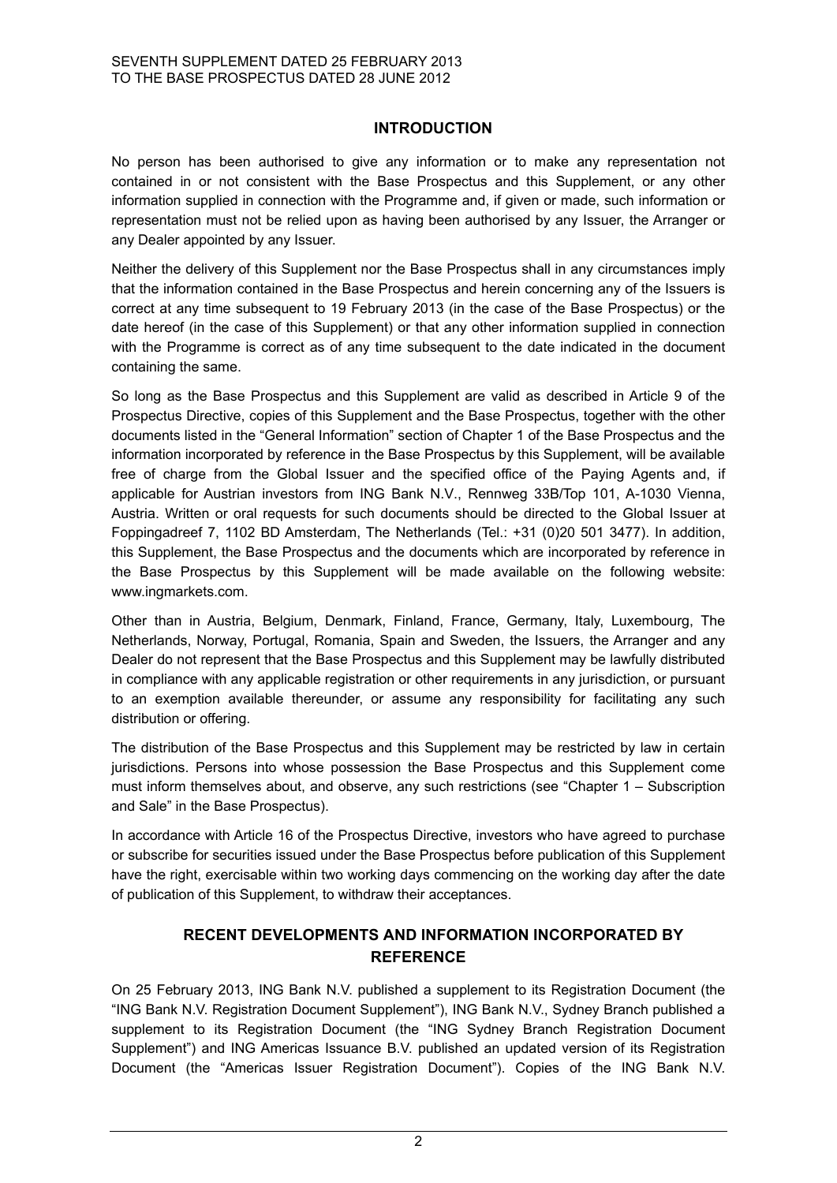SEVENTH SUPPLEMENT DATED 25 FEBRUARY 2013
TO THE BASE PROSPECTUS DATED 28 JUNE 2012

## INTRODUCTION

No person has been authorised to give any information or to make any representation not contained in or not consistent with the Base Prospectus and this Supplement, or any other information supplied in connection with the Programme and, if given or made, such information or representation must not be relied upon as having been authorised by any Issuer, the Arranger or any Dealer appointed by any Issuer.

Neither the delivery of this Supplement nor the Base Prospectus shall in any circumstances imply that the information contained in the Base Prospectus and herein concerning any of the Issuers is correct at any time subsequent to 19 February 2013 (in the case of the Base Prospectus) or the date hereof (in the case of this Supplement) or that any other information supplied in connection with the Programme is correct as of any time subsequent to the date indicated in the document containing the same.

So long as the Base Prospectus and this Supplement are valid as described in Article 9 of the Prospectus Directive, copies of this Supplement and the Base Prospectus, together with the other documents listed in the "General Information" section of Chapter 1 of the Base Prospectus and the information incorporated by reference in the Base Prospectus by this Supplement, will be available free of charge from the Global Issuer and the specified office of the Paying Agents and, if applicable for Austrian investors from ING Bank N.V., Rennweg 33B/Top 101, A-1030 Vienna, Austria. Written or oral requests for such documents should be directed to the Global Issuer at Foppingadreef 7, 1102 BD Amsterdam, The Netherlands (Tel.: +31 (0)20 501 3477). In addition, this Supplement, the Base Prospectus and the documents which are incorporated by reference in the Base Prospectus by this Supplement will be made available on the following website: www.ingmarkets.com.

Other than in Austria, Belgium, Denmark, Finland, France, Germany, Italy, Luxembourg, The Netherlands, Norway, Portugal, Romania, Spain and Sweden, the Issuers, the Arranger and any Dealer do not represent that the Base Prospectus and this Supplement may be lawfully distributed in compliance with any applicable registration or other requirements in any jurisdiction, or pursuant to an exemption available thereunder, or assume any responsibility for facilitating any such distribution or offering.

The distribution of the Base Prospectus and this Supplement may be restricted by law in certain jurisdictions. Persons into whose possession the Base Prospectus and this Supplement come must inform themselves about, and observe, any such restrictions (see "Chapter 1 – Subscription and Sale" in the Base Prospectus).

In accordance with Article 16 of the Prospectus Directive, investors who have agreed to purchase or subscribe for securities issued under the Base Prospectus before publication of this Supplement have the right, exercisable within two working days commencing on the working day after the date of publication of this Supplement, to withdraw their acceptances.

## RECENT DEVELOPMENTS AND INFORMATION INCORPORATED BY REFERENCE

On 25 February 2013, ING Bank N.V. published a supplement to its Registration Document (the "ING Bank N.V. Registration Document Supplement"), ING Bank N.V., Sydney Branch published a supplement to its Registration Document (the "ING Sydney Branch Registration Document Supplement") and ING Americas Issuance B.V. published an updated version of its Registration Document (the "Americas Issuer Registration Document"). Copies of the ING Bank N.V.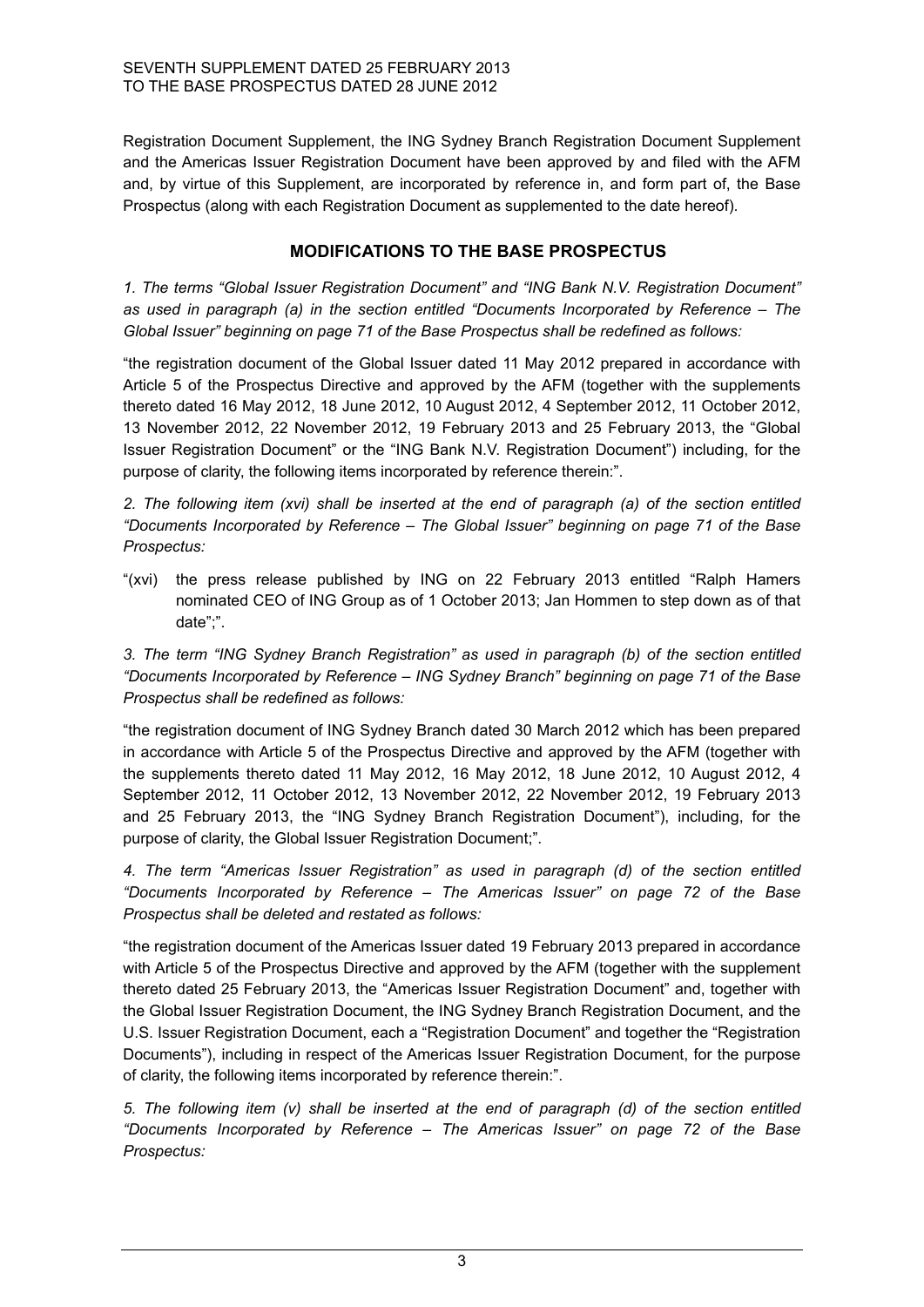Registration Document Supplement, the ING Sydney Branch Registration Document Supplement and the Americas Issuer Registration Document have been approved by and filed with the AFM and, by virtue of this Supplement, are incorporated by reference in, and form part of, the Base Prospectus (along with each Registration Document as supplemented to the date hereof).

## MODIFICATIONS TO THE BASE PROSPECTUS

*1. The terms "Global Issuer Registration Document" and "ING Bank N.V. Registration Document" as used in paragraph (a) in the section entitled "Documents Incorporated by Reference – The Global Issuer" beginning on page 71 of the Base Prospectus shall be redefined as follows:*

"the registration document of the Global Issuer dated 11 May 2012 prepared in accordance with Article 5 of the Prospectus Directive and approved by the AFM (together with the supplements thereto dated 16 May 2012, 18 June 2012, 10 August 2012, 4 September 2012, 11 October 2012, 13 November 2012, 22 November 2012, 19 February 2013 and 25 February 2013, the "Global Issuer Registration Document" or the "ING Bank N.V. Registration Document") including, for the purpose of clarity, the following items incorporated by reference therein:".

*2. The following item (xvi) shall be inserted at the end of paragraph (a) of the section entitled "Documents Incorporated by Reference – The Global Issuer" beginning on page 71 of the Base Prospectus:*

"(xvi) the press release published by ING on 22 February 2013 entitled "Ralph Hamers nominated CEO of ING Group as of 1 October 2013; Jan Hommen to step down as of that date";".

*3. The term "ING Sydney Branch Registration" as used in paragraph (b) of the section entitled "Documents Incorporated by Reference – ING Sydney Branch" beginning on page 71 of the Base Prospectus shall be redefined as follows:*

"the registration document of ING Sydney Branch dated 30 March 2012 which has been prepared in accordance with Article 5 of the Prospectus Directive and approved by the AFM (together with the supplements thereto dated 11 May 2012, 16 May 2012, 18 June 2012, 10 August 2012, 4 September 2012, 11 October 2012, 13 November 2012, 22 November 2012, 19 February 2013 and 25 February 2013, the "ING Sydney Branch Registration Document"), including, for the purpose of clarity, the Global Issuer Registration Document;".

*4. The term "Americas Issuer Registration" as used in paragraph (d) of the section entitled "Documents Incorporated by Reference – The Americas Issuer" on page 72 of the Base Prospectus shall be deleted and restated as follows:*

"the registration document of the Americas Issuer dated 19 February 2013 prepared in accordance with Article 5 of the Prospectus Directive and approved by the AFM (together with the supplement thereto dated 25 February 2013, the "Americas Issuer Registration Document" and, together with the Global Issuer Registration Document, the ING Sydney Branch Registration Document, and the U.S. Issuer Registration Document, each a "Registration Document" and together the "Registration Documents"), including in respect of the Americas Issuer Registration Document, for the purpose of clarity, the following items incorporated by reference therein:".

*5. The following item (v) shall be inserted at the end of paragraph (d) of the section entitled "Documents Incorporated by Reference – The Americas Issuer" on page 72 of the Base Prospectus:*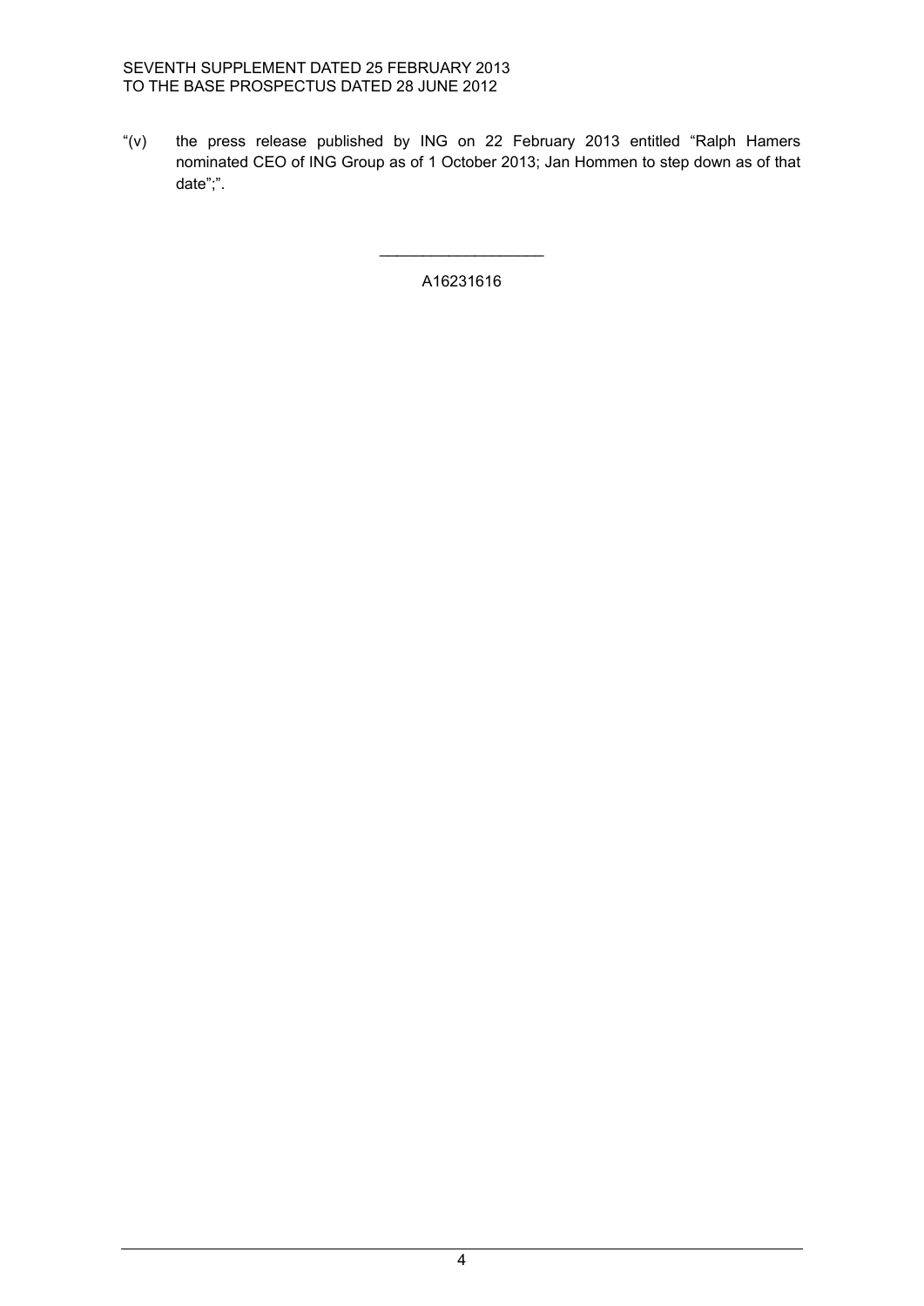"(v) the press release published by ING on 22 February 2013 entitled "Ralph Hamers nominated CEO of ING Group as of 1 October 2013; Jan Hommen to step down as of that date";".

---

A16231616